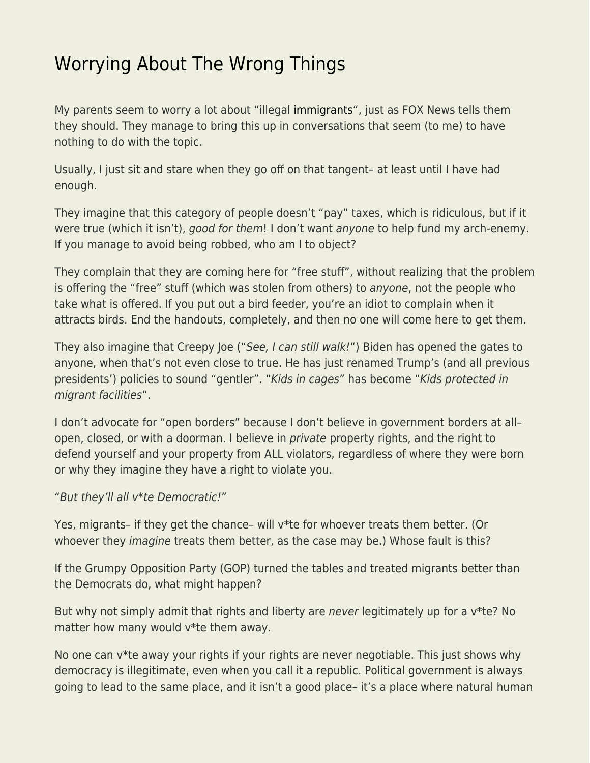# Worrying About The Wrong Things

My parents seem to worry a lot about "illegal immigrants", just as FOX News tells them they should. They manage to bring this up in conversations that seem (to me) to have nothing to do with the topic.

Usually, I just sit and stare when they go off on that tangent– at least until I have had enough.

They imagine that this category of people doesn't "pay" taxes, which is ridiculous, but if it were true (which it isn't), *good for them*! I don't want *anyone* to help fund my arch-enemy. If you manage to avoid being robbed, who am I to object?

They complain that they are coming here for "free stuff", without realizing that the problem is offering the "free" stuff (which was stolen from others) to *anyone*, not the people who take what is offered. If you put out a bird feeder, you're an idiot to complain when it attracts birds. End the handouts, completely, and then no one will come here to get them.

They also imagine that Creepy Joe ("*See, I can still walk!*") Biden has opened the gates to anyone, when that's not even close to true. He has just renamed Trump's (and all previous presidents') policies to sound "gentler". "*Kids in cages*" has become "*Kids protected in migrant facilities*".

I don't advocate for "open borders" because I don't believe in government borders at all– open, closed, or with a doorman. I believe in *private* property rights, and the right to defend yourself and your property from ALL violators, regardless of where they were born or why they imagine they have a right to violate you.

"*But they'll all v*te Democratic!*"

Yes, migrants– if they get the chance– will v*te for whoever treats them better. (Or whoever they *imagine* treats them better, as the case may be.) Whose fault is this?

If the Grumpy Opposition Party (GOP) turned the tables and treated migrants better than the Democrats do, what might happen?

But why not simply admit that rights and liberty are *never* legitimately up for a v*te? No matter how many would v*te them away.

No one can v*te away your rights if your rights are never negotiable. This just shows why democracy is illegitimate, even when you call it a republic. Political government is always going to lead to the same place, and it isn't a good place– it's a place where natural human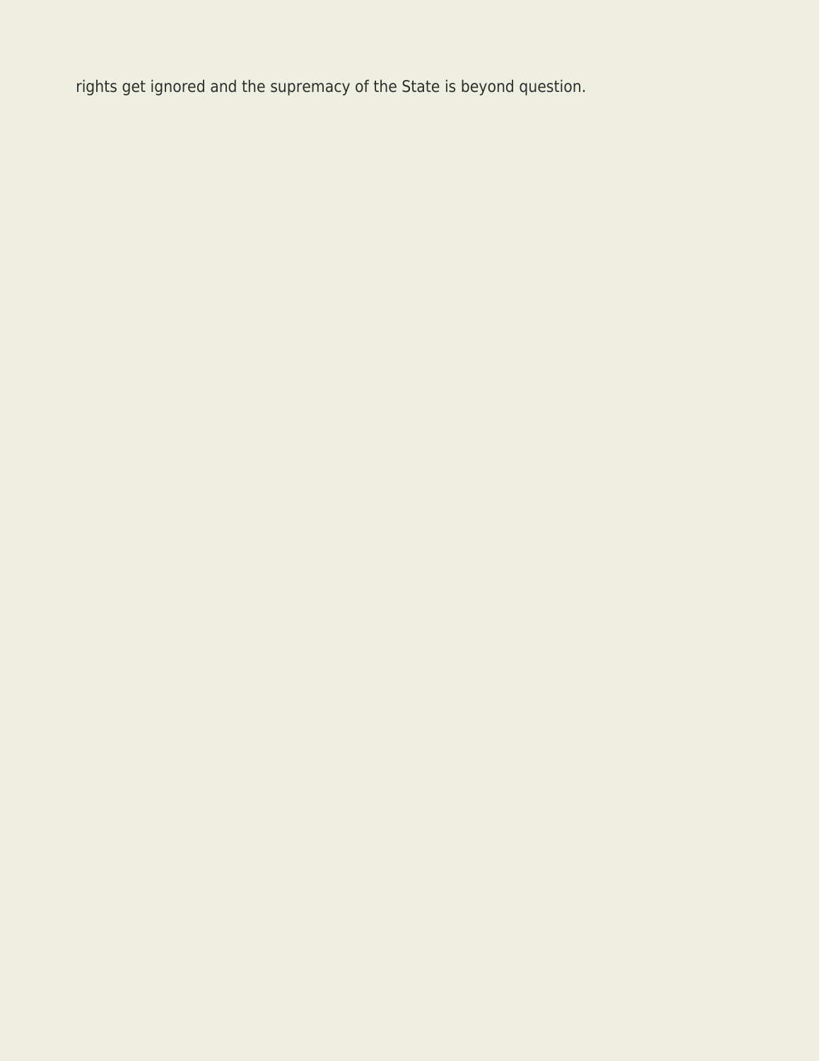rights get ignored and the supremacy of the State is beyond question.